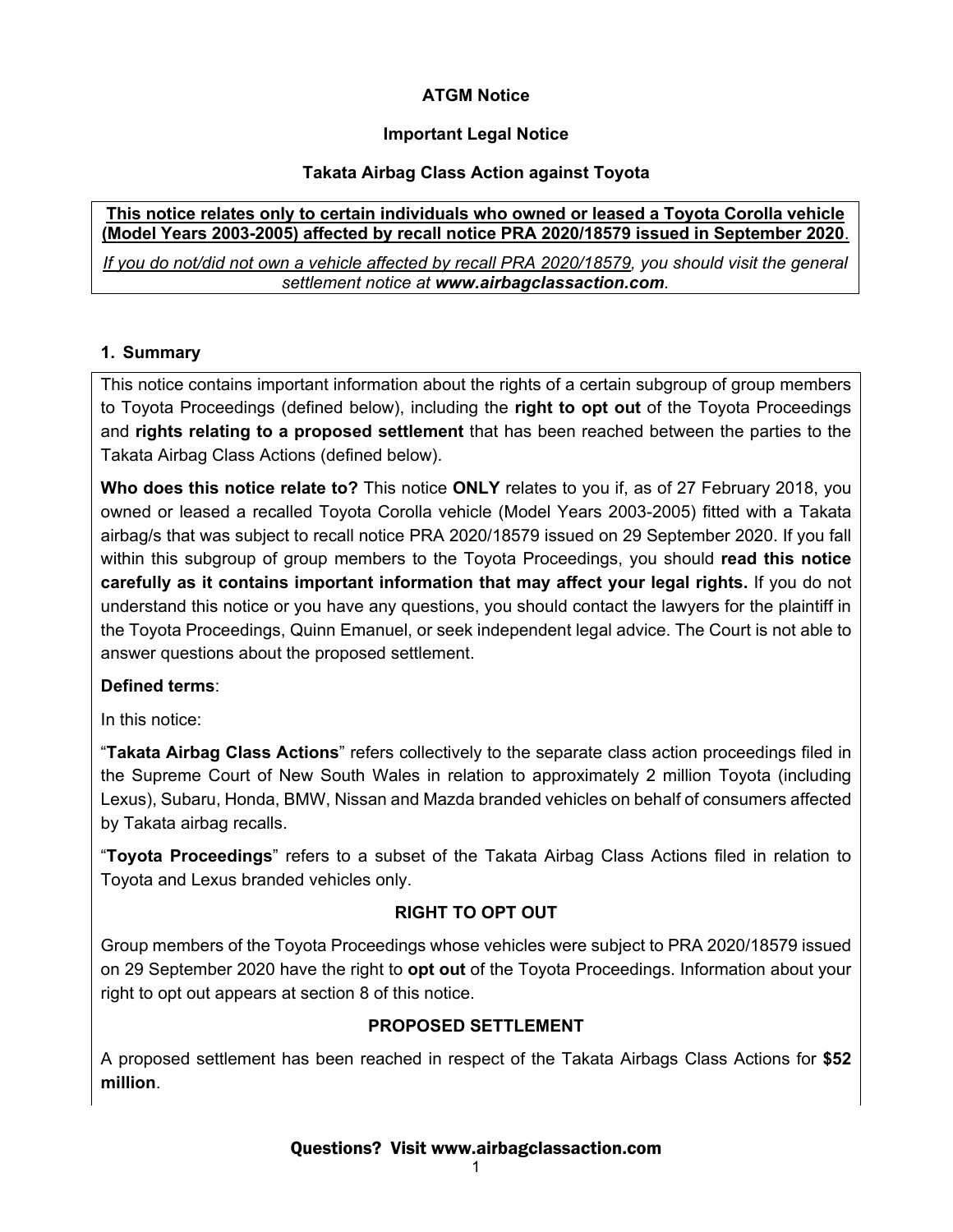**ATGM Notice**

**Important Legal Notice**

**Takata Airbag Class Action against Toyota**

**This notice relates only to certain individuals who owned or leased a Toyota Corolla vehicle (Model Years 2003-2005) affected by recall notice PRA 2020/18579 issued in September 2020**.

*If you do not/did not own a vehicle affected by recall PRA 2020/18579, you should visit the general settlement notice at* ***www.airbagclassaction.com****.*

## 1. Summary

This notice contains important information about the rights of a certain subgroup of group members to Toyota Proceedings (defined below), including the **right to opt out** of the Toyota Proceedings and **rights relating to a proposed settlement** that has been reached between the parties to the Takata Airbag Class Actions (defined below).

**Who does this notice relate to?** This notice **ONLY** relates to you if, as of 27 February 2018, you owned or leased a recalled Toyota Corolla vehicle (Model Years 2003-2005) fitted with a Takata airbag/s that was subject to recall notice PRA 2020/18579 issued on 29 September 2020. If you fall within this subgroup of group members to the Toyota Proceedings, you should **read this notice carefully as it contains important information that may affect your legal rights.** If you do not understand this notice or you have any questions, you should contact the lawyers for the plaintiff in the Toyota Proceedings, Quinn Emanuel, or seek independent legal advice. The Court is not able to answer questions about the proposed settlement.

**Defined terms**:

In this notice:

"**Takata Airbag Class Actions**" refers collectively to the separate class action proceedings filed in the Supreme Court of New South Wales in relation to approximately 2 million Toyota (including Lexus), Subaru, Honda, BMW, Nissan and Mazda branded vehicles on behalf of consumers affected by Takata airbag recalls.

"**Toyota Proceedings**" refers to a subset of the Takata Airbag Class Actions filed in relation to Toyota and Lexus branded vehicles only.

**RIGHT TO OPT OUT**

Group members of the Toyota Proceedings whose vehicles were subject to PRA 2020/18579 issued on 29 September 2020 have the right to **opt out** of the Toyota Proceedings. Information about your right to opt out appears at section 8 of this notice.

**PROPOSED SETTLEMENT**

A proposed settlement has been reached in respect of the Takata Airbags Class Actions for **$52 million**.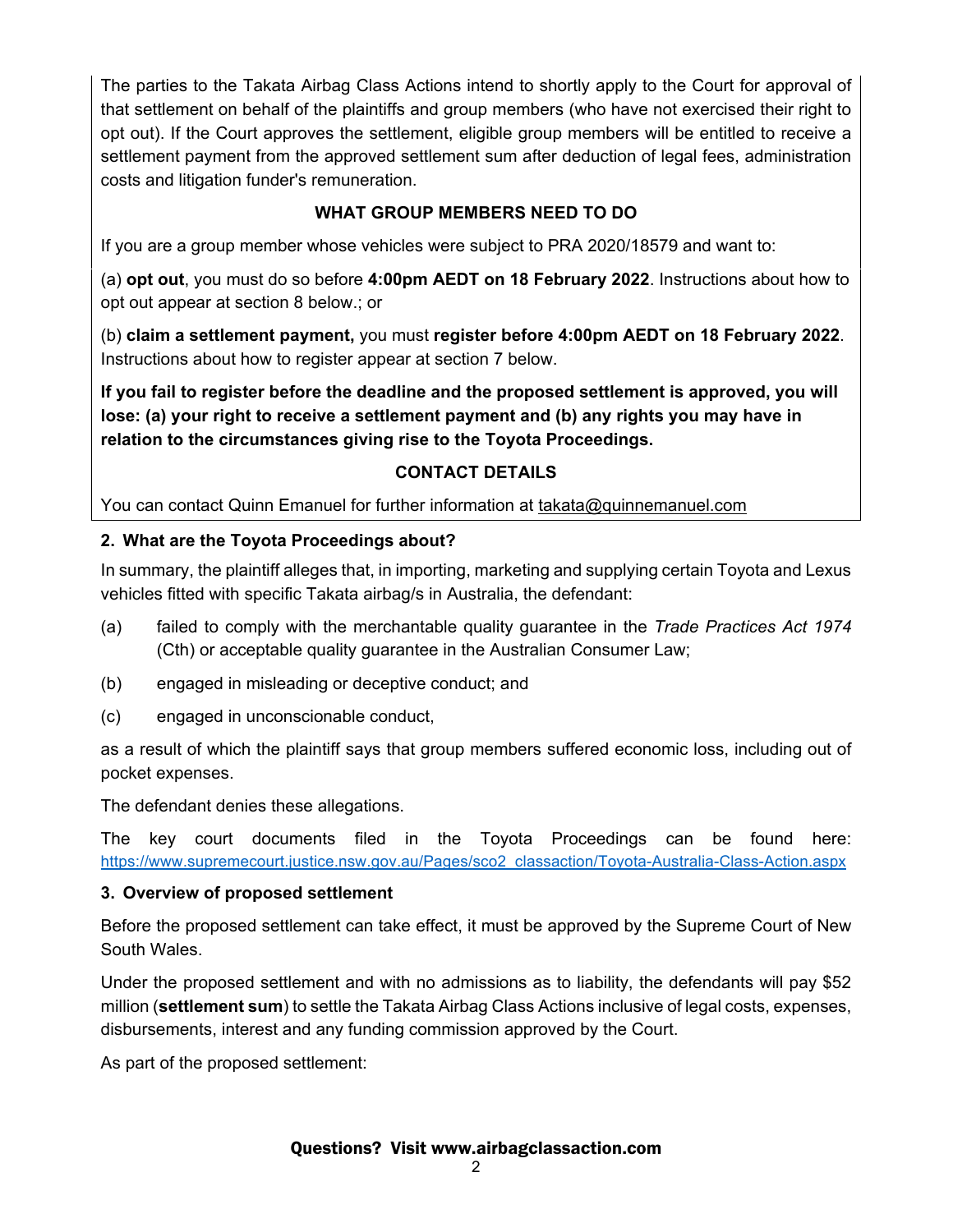The parties to the Takata Airbag Class Actions intend to shortly apply to the Court for approval of that settlement on behalf of the plaintiffs and group members (who have not exercised their right to opt out). If the Court approves the settlement, eligible group members will be entitled to receive a settlement payment from the approved settlement sum after deduction of legal fees, administration costs and litigation funder's remuneration.

**WHAT GROUP MEMBERS NEED TO DO**

If you are a group member whose vehicles were subject to PRA 2020/18579 and want to:

(a) **opt out**, you must do so before **4:00pm AEDT on 18 February 2022**. Instructions about how to opt out appear at section 8 below.; or

(b) **claim a settlement payment,** you must **register before 4:00pm AEDT on 18 February 2022**. Instructions about how to register appear at section 7 below.

**If you fail to register before the deadline and the proposed settlement is approved, you will lose: (a) your right to receive a settlement payment and (b) any rights you may have in relation to the circumstances giving rise to the Toyota Proceedings.**

**CONTACT DETAILS**

You can contact Quinn Emanuel for further information at takata@quinnemanuel.com

## 2. What are the Toyota Proceedings about?

In summary, the plaintiff alleges that, in importing, marketing and supplying certain Toyota and Lexus vehicles fitted with specific Takata airbag/s in Australia, the defendant:

(a) failed to comply with the merchantable quality guarantee in the *Trade Practices Act 1974* (Cth) or acceptable quality guarantee in the Australian Consumer Law;

(b) engaged in misleading or deceptive conduct; and

(c) engaged in unconscionable conduct,

as a result of which the plaintiff says that group members suffered economic loss, including out of pocket expenses.

The defendant denies these allegations.

The key court documents filed in the Toyota Proceedings can be found here: https://www.supremecourt.justice.nsw.gov.au/Pages/sco2_classaction/Toyota-Australia-Class-Action.aspx

## 3. Overview of proposed settlement

Before the proposed settlement can take effect, it must be approved by the Supreme Court of New South Wales.

Under the proposed settlement and with no admissions as to liability, the defendants will pay $52 million (**settlement sum**) to settle the Takata Airbag Class Actions inclusive of legal costs, expenses, disbursements, interest and any funding commission approved by the Court.

As part of the proposed settlement: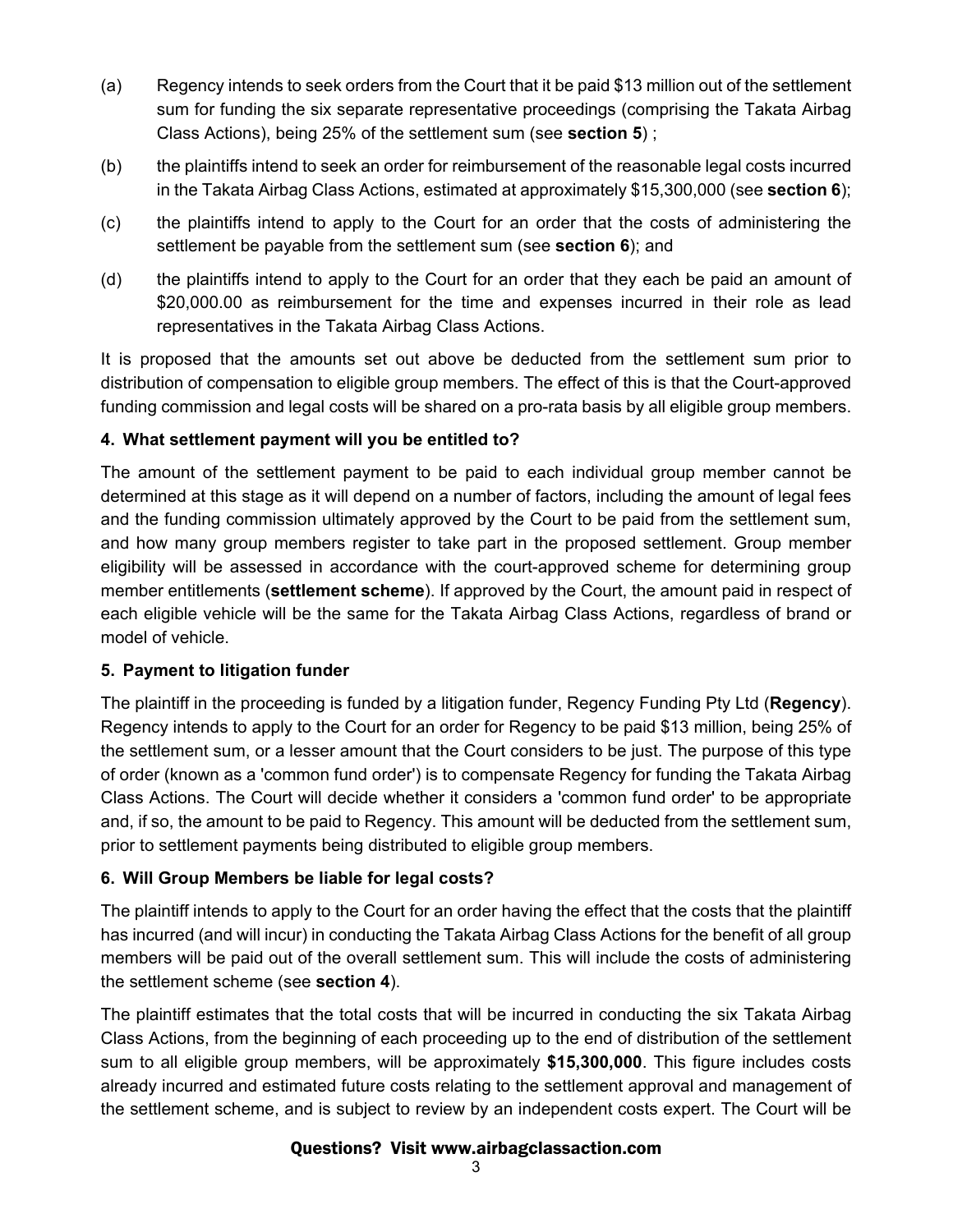(a) Regency intends to seek orders from the Court that it be paid $13 million out of the settlement sum for funding the six separate representative proceedings (comprising the Takata Airbag Class Actions), being 25% of the settlement sum (see **section 5**) ;

(b) the plaintiffs intend to seek an order for reimbursement of the reasonable legal costs incurred in the Takata Airbag Class Actions, estimated at approximately $15,300,000 (see **section 6**);

(c) the plaintiffs intend to apply to the Court for an order that the costs of administering the settlement be payable from the settlement sum (see **section 6**); and

(d) the plaintiffs intend to apply to the Court for an order that they each be paid an amount of $20,000.00 as reimbursement for the time and expenses incurred in their role as lead representatives in the Takata Airbag Class Actions.

It is proposed that the amounts set out above be deducted from the settlement sum prior to distribution of compensation to eligible group members. The effect of this is that the Court-approved funding commission and legal costs will be shared on a pro-rata basis by all eligible group members.

### 4. What settlement payment will you be entitled to?

The amount of the settlement payment to be paid to each individual group member cannot be determined at this stage as it will depend on a number of factors, including the amount of legal fees and the funding commission ultimately approved by the Court to be paid from the settlement sum, and how many group members register to take part in the proposed settlement. Group member eligibility will be assessed in accordance with the court-approved scheme for determining group member entitlements (**settlement scheme**). If approved by the Court, the amount paid in respect of each eligible vehicle will be the same for the Takata Airbag Class Actions, regardless of brand or model of vehicle.

### 5. Payment to litigation funder

The plaintiff in the proceeding is funded by a litigation funder, Regency Funding Pty Ltd (**Regency**). Regency intends to apply to the Court for an order for Regency to be paid $13 million, being 25% of the settlement sum, or a lesser amount that the Court considers to be just. The purpose of this type of order (known as a 'common fund order') is to compensate Regency for funding the Takata Airbag Class Actions. The Court will decide whether it considers a 'common fund order' to be appropriate and, if so, the amount to be paid to Regency. This amount will be deducted from the settlement sum, prior to settlement payments being distributed to eligible group members.

### 6. Will Group Members be liable for legal costs?

The plaintiff intends to apply to the Court for an order having the effect that the costs that the plaintiff has incurred (and will incur) in conducting the Takata Airbag Class Actions for the benefit of all group members will be paid out of the overall settlement sum. This will include the costs of administering the settlement scheme (see **section 4**).

The plaintiff estimates that the total costs that will be incurred in conducting the six Takata Airbag Class Actions, from the beginning of each proceeding up to the end of distribution of the settlement sum to all eligible group members, will be approximately **$15,300,000**. This figure includes costs already incurred and estimated future costs relating to the settlement approval and management of the settlement scheme, and is subject to review by an independent costs expert. The Court will be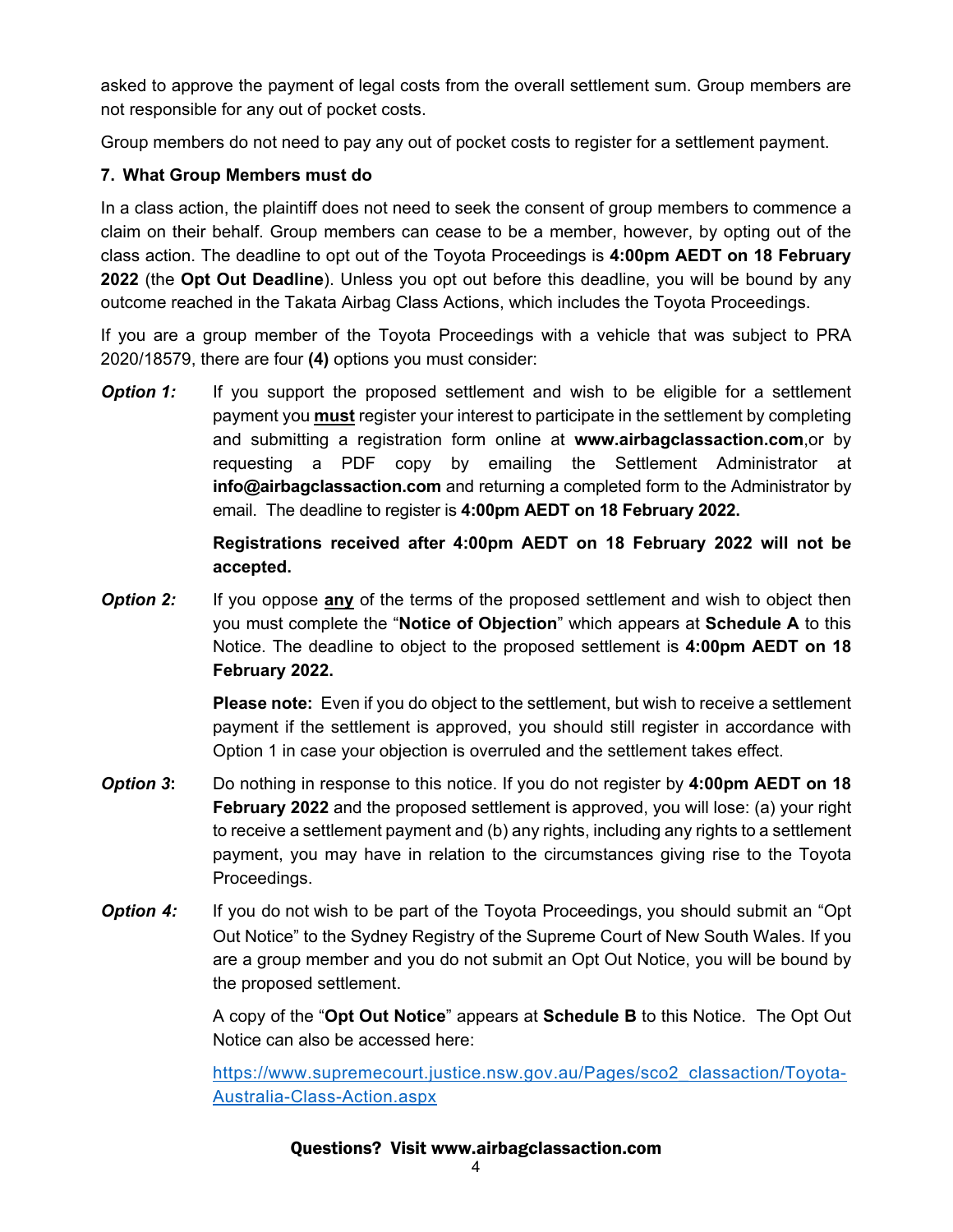asked to approve the payment of legal costs from the overall settlement sum. Group members are not responsible for any out of pocket costs.

Group members do not need to pay any out of pocket costs to register for a settlement payment.

### 7. What Group Members must do

In a class action, the plaintiff does not need to seek the consent of group members to commence a claim on their behalf. Group members can cease to be a member, however, by opting out of the class action. The deadline to opt out of the Toyota Proceedings is **4:00pm AEDT on 18 February 2022** (the **Opt Out Deadline**). Unless you opt out before this deadline, you will be bound by any outcome reached in the Takata Airbag Class Actions, which includes the Toyota Proceedings.

If you are a group member of the Toyota Proceedings with a vehicle that was subject to PRA 2020/18579, there are four **(4)** options you must consider:

***Option 1:*** If you support the proposed settlement and wish to be eligible for a settlement payment you **must** register your interest to participate in the settlement by completing and submitting a registration form online at **www.airbagclassaction.com**,or by requesting a PDF copy by emailing the Settlement Administrator at **info@airbagclassaction.com** and returning a completed form to the Administrator by email. The deadline to register is **4:00pm AEDT on 18 February 2022.**

**Registrations received after 4:00pm AEDT on 18 February 2022 will not be accepted.**

***Option 2:*** If you oppose **any** of the terms of the proposed settlement and wish to object then you must complete the "**Notice of Objection**" which appears at **Schedule A** to this Notice. The deadline to object to the proposed settlement is **4:00pm AEDT on 18 February 2022.**

**Please note:** Even if you do object to the settlement, but wish to receive a settlement payment if the settlement is approved, you should still register in accordance with Option 1 in case your objection is overruled and the settlement takes effect.

***Option 3*:** Do nothing in response to this notice. If you do not register by **4:00pm AEDT on 18 February 2022** and the proposed settlement is approved, you will lose: (a) your right to receive a settlement payment and (b) any rights, including any rights to a settlement payment, you may have in relation to the circumstances giving rise to the Toyota Proceedings.

***Option 4:*** If you do not wish to be part of the Toyota Proceedings, you should submit an "Opt Out Notice" to the Sydney Registry of the Supreme Court of New South Wales. If you are a group member and you do not submit an Opt Out Notice, you will be bound by the proposed settlement.

A copy of the "**Opt Out Notice**" appears at **Schedule B** to this Notice. The Opt Out Notice can also be accessed here:

https://www.supremecourt.justice.nsw.gov.au/Pages/sco2_classaction/Toyota-Australia-Class-Action.aspx

**Questions? Visit www.airbagclassaction.com**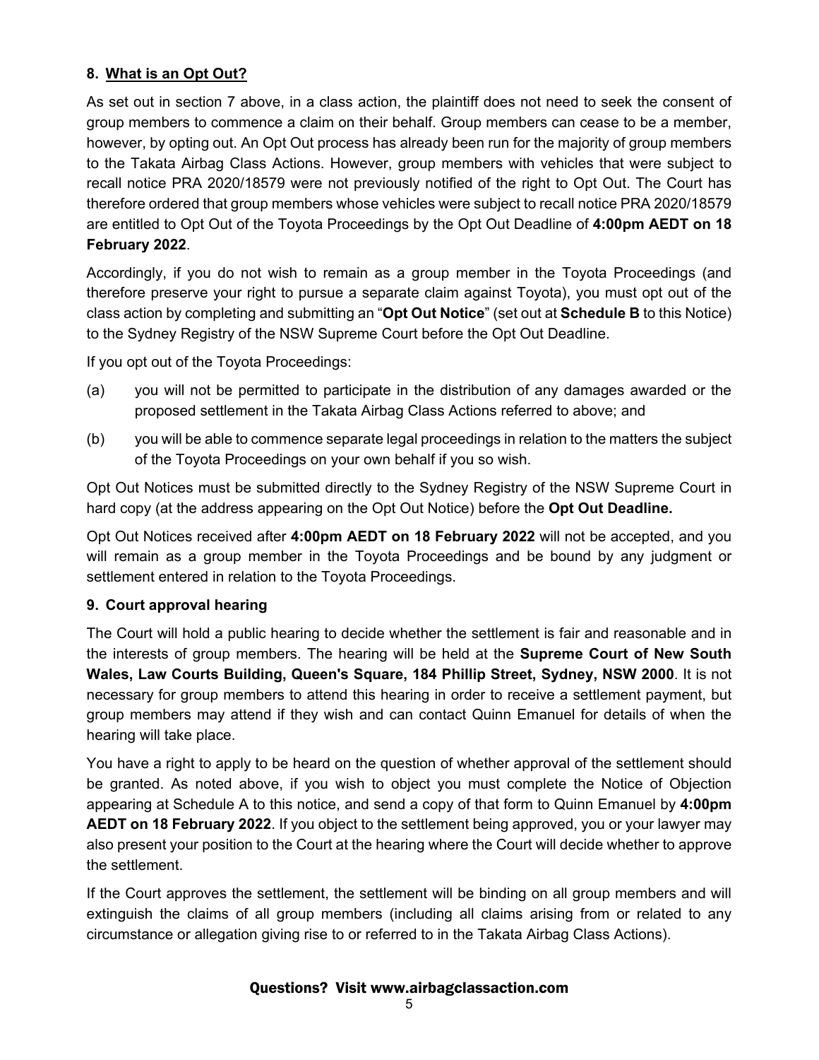## 8. What is an Opt Out?

As set out in section 7 above, in a class action, the plaintiff does not need to seek the consent of group members to commence a claim on their behalf. Group members can cease to be a member, however, by opting out. An Opt Out process has already been run for the majority of group members to the Takata Airbag Class Actions. However, group members with vehicles that were subject to recall notice PRA 2020/18579 were not previously notified of the right to Opt Out. The Court has therefore ordered that group members whose vehicles were subject to recall notice PRA 2020/18579 are entitled to Opt Out of the Toyota Proceedings by the Opt Out Deadline of **4:00pm AEDT on 18 February 2022**.

Accordingly, if you do not wish to remain as a group member in the Toyota Proceedings (and therefore preserve your right to pursue a separate claim against Toyota), you must opt out of the class action by completing and submitting an "**Opt Out Notice**" (set out at **Schedule B** to this Notice) to the Sydney Registry of the NSW Supreme Court before the Opt Out Deadline.

If you opt out of the Toyota Proceedings:

(a) you will not be permitted to participate in the distribution of any damages awarded or the proposed settlement in the Takata Airbag Class Actions referred to above; and

(b) you will be able to commence separate legal proceedings in relation to the matters the subject of the Toyota Proceedings on your own behalf if you so wish.

Opt Out Notices must be submitted directly to the Sydney Registry of the NSW Supreme Court in hard copy (at the address appearing on the Opt Out Notice) before the **Opt Out Deadline.**

Opt Out Notices received after **4:00pm AEDT on 18 February 2022** will not be accepted, and you will remain as a group member in the Toyota Proceedings and be bound by any judgment or settlement entered in relation to the Toyota Proceedings.

## 9. Court approval hearing

The Court will hold a public hearing to decide whether the settlement is fair and reasonable and in the interests of group members. The hearing will be held at the **Supreme Court of New South Wales, Law Courts Building, Queen's Square, 184 Phillip Street, Sydney, NSW 2000**. It is not necessary for group members to attend this hearing in order to receive a settlement payment, but group members may attend if they wish and can contact Quinn Emanuel for details of when the hearing will take place.

You have a right to apply to be heard on the question of whether approval of the settlement should be granted. As noted above, if you wish to object you must complete the Notice of Objection appearing at Schedule A to this notice, and send a copy of that form to Quinn Emanuel by **4:00pm AEDT on 18 February 2022**. If you object to the settlement being approved, you or your lawyer may also present your position to the Court at the hearing where the Court will decide whether to approve the settlement.

If the Court approves the settlement, the settlement will be binding on all group members and will extinguish the claims of all group members (including all claims arising from or related to any circumstance or allegation giving rise to or referred to in the Takata Airbag Class Actions).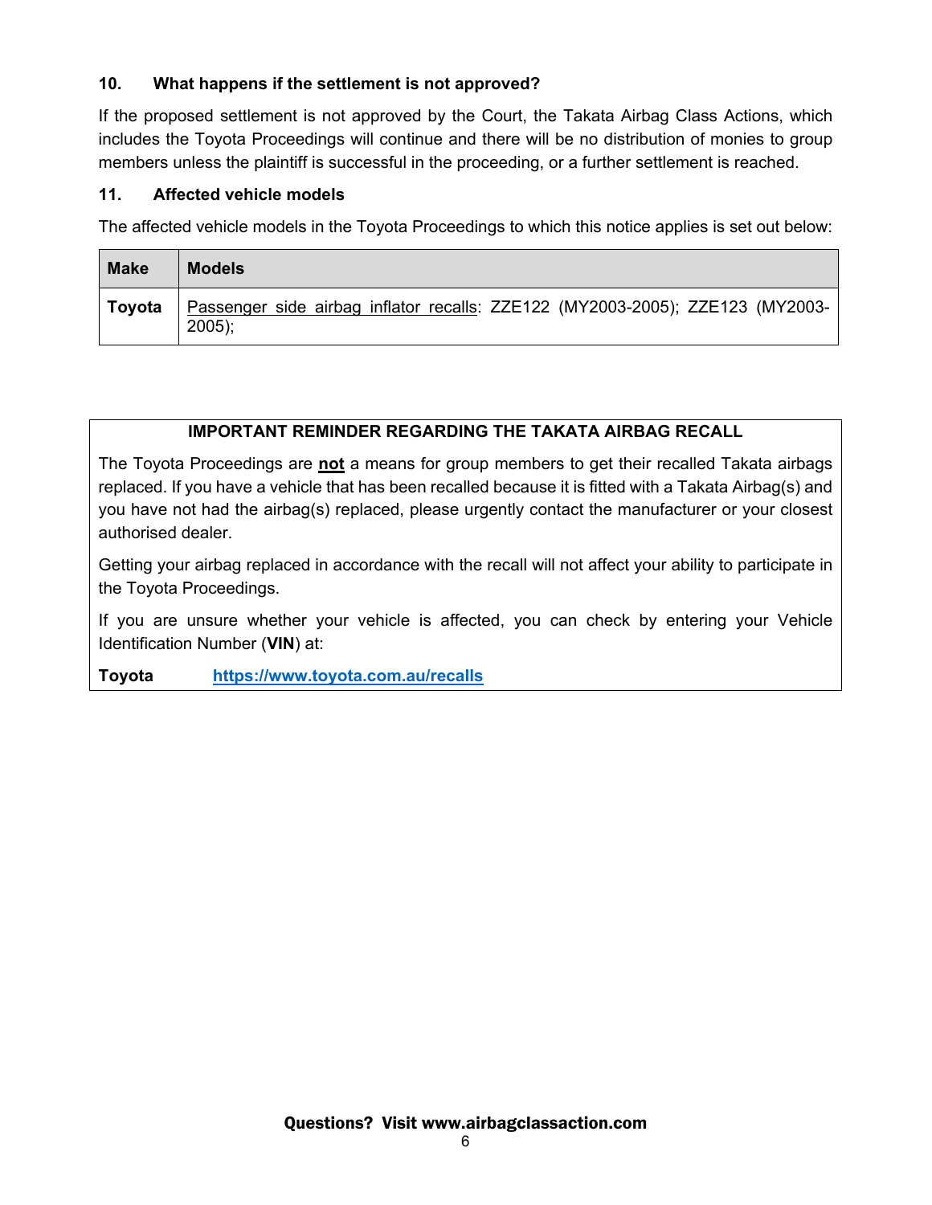### 10. What happens if the settlement is not approved?

If the proposed settlement is not approved by the Court, the Takata Airbag Class Actions, which includes the Toyota Proceedings will continue and there will be no distribution of monies to group members unless the plaintiff is successful in the proceeding, or a further settlement is reached.

### 11. Affected vehicle models

The affected vehicle models in the Toyota Proceedings to which this notice applies is set out below:

| Make | Models |
|---|---|
| **Toyota** | Passenger side airbag inflator recalls: ZZE122 (MY2003-2005); ZZE123 (MY2003-2005); |

**IMPORTANT REMINDER REGARDING THE TAKATA AIRBAG RECALL**

The Toyota Proceedings are **not** a means for group members to get their recalled Takata airbags replaced. If you have a vehicle that has been recalled because it is fitted with a Takata Airbag(s) and you have not had the airbag(s) replaced, please urgently contact the manufacturer or your closest authorised dealer.

Getting your airbag replaced in accordance with the recall will not affect your ability to participate in the Toyota Proceedings.

If you are unsure whether your vehicle is affected, you can check by entering your Vehicle Identification Number (**VIN**) at:

**Toyota** **https://www.toyota.com.au/recalls**

**Questions? Visit www.airbagclassaction.com**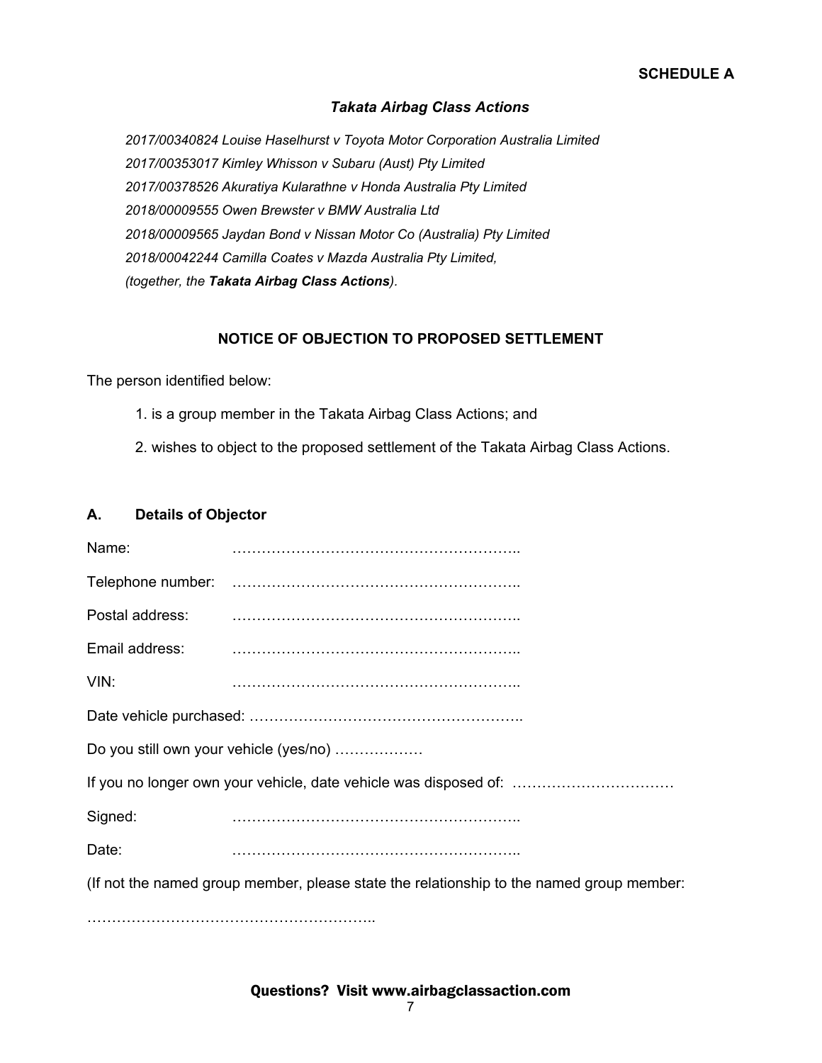**SCHEDULE A**

***Takata Airbag Class Actions***

*2017/00340824 Louise Haselhurst v Toyota Motor Corporation Australia Limited*
*2017/00353017 Kimley Whisson v Subaru (Aust) Pty Limited*
*2017/00378526 Akuratiya Kularathne v Honda Australia Pty Limited*
*2018/00009555 Owen Brewster v BMW Australia Ltd*
*2018/00009565 Jaydan Bond v Nissan Motor Co (Australia) Pty Limited*
*2018/00042244 Camilla Coates v Mazda Australia Pty Limited,*
*(together, the **Takata Airbag Class Actions**).*

## NOTICE OF OBJECTION TO PROPOSED SETTLEMENT

The person identified below:

1. is a group member in the Takata Airbag Class Actions; and
2. wishes to object to the proposed settlement of the Takata Airbag Class Actions.

### A. Details of Objector

Name: …………………………………………………..

Telephone number: …………………………………………………..

Postal address: …………………………………………………..

Email address: …………………………………………………..

VIN: …………………………………………………..

Date vehicle purchased: ………………………………………………..

Do you still own your vehicle (yes/no) ………………

If you no longer own your vehicle, date vehicle was disposed of: ……………………………

Signed: …………………………………………………..

Date: …………………………………………………..

(If not the named group member, please state the relationship to the named group member:

…………………………………………………..

Questions? Visit www.airbagclassaction.com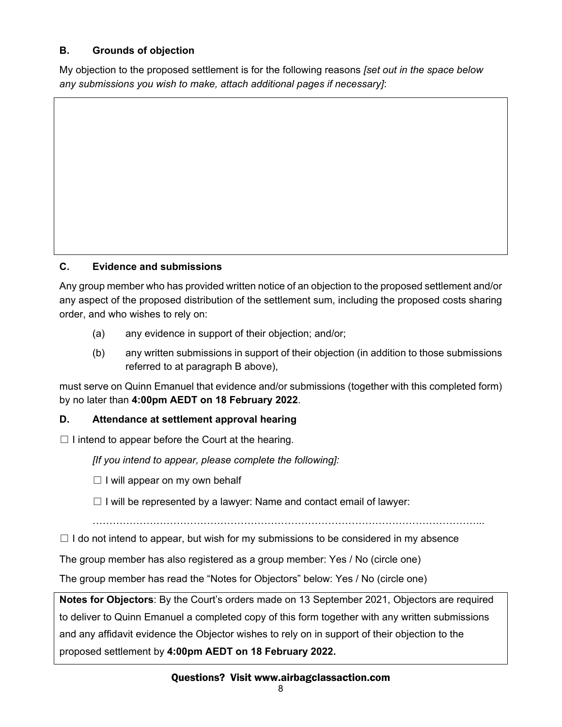### B. Grounds of objection

My objection to the proposed settlement is for the following reasons *[set out in the space below any submissions you wish to make, attach additional pages if necessary]*:

### C. Evidence and submissions

Any group member who has provided written notice of an objection to the proposed settlement and/or any aspect of the proposed distribution of the settlement sum, including the proposed costs sharing order, and who wishes to rely on:

(a) any evidence in support of their objection; and/or;

(b) any written submissions in support of their objection (in addition to those submissions referred to at paragraph B above),

must serve on Quinn Emanuel that evidence and/or submissions (together with this completed form) by no later than **4:00pm AEDT on 18 February 2022**.

### D. Attendance at settlement approval hearing

☐ I intend to appear before the Court at the hearing.

*[If you intend to appear, please complete the following]:*

☐ I will appear on my own behalf

☐ I will be represented by a lawyer: Name and contact email of lawyer:

…………………………………………………………………………………………………...

☐ I do not intend to appear, but wish for my submissions to be considered in my absence

The group member has also registered as a group member: Yes / No (circle one)

The group member has read the "Notes for Objectors" below: Yes / No (circle one)

**Notes for Objectors**: By the Court's orders made on 13 September 2021, Objectors are required to deliver to Quinn Emanuel a completed copy of this form together with any written submissions and any affidavit evidence the Objector wishes to rely on in support of their objection to the proposed settlement by **4:00pm AEDT on 18 February 2022.**

**Questions? Visit www.airbagclassaction.com**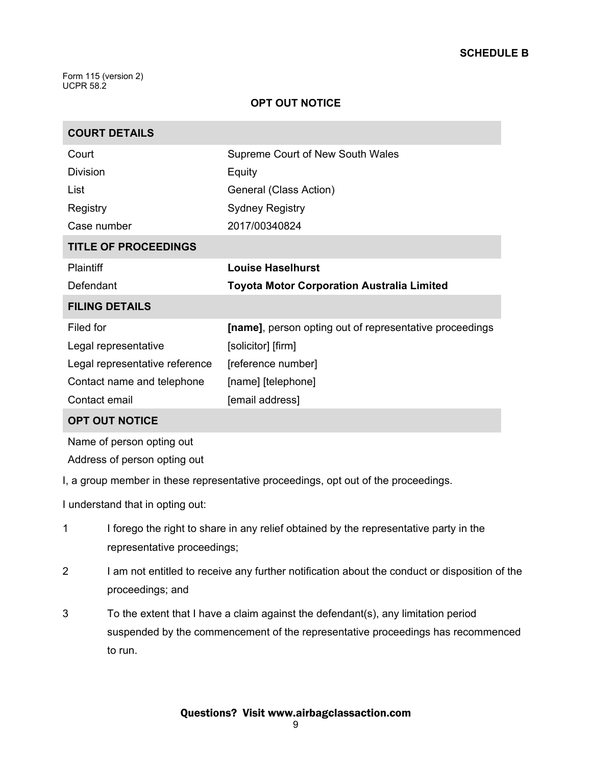**SCHEDULE B**

Form 115 (version 2)
UCPR 58.2

## OPT OUT NOTICE

| COURT DETAILS | |
| --- | --- |
| Court | Supreme Court of New South Wales |
| Division | Equity |
| List | General (Class Action) |
| Registry | Sydney Registry |
| Case number | 2017/00340824 |
| **TITLE OF PROCEEDINGS** | |
| Plaintiff | **Louise Haselhurst** |
| Defendant | **Toyota Motor Corporation Australia Limited** |
| **FILING DETAILS** | |
| Filed for | **[name]**, person opting out of representative proceedings |
| Legal representative | [solicitor] [firm] |
| Legal representative reference | [reference number] |
| Contact name and telephone | [name] [telephone] |
| Contact email | [email address] |
| **OPT OUT NOTICE** | |
| Name of person opting out | |
| Address of person opting out | |

I, a group member in these representative proceedings, opt out of the proceedings.

I understand that in opting out:

1 I forego the right to share in any relief obtained by the representative party in the representative proceedings;

2 I am not entitled to receive any further notification about the conduct or disposition of the proceedings; and

3 To the extent that I have a claim against the defendant(s), any limitation period suspended by the commencement of the representative proceedings has recommenced to run.

**Questions? Visit www.airbagclassaction.com**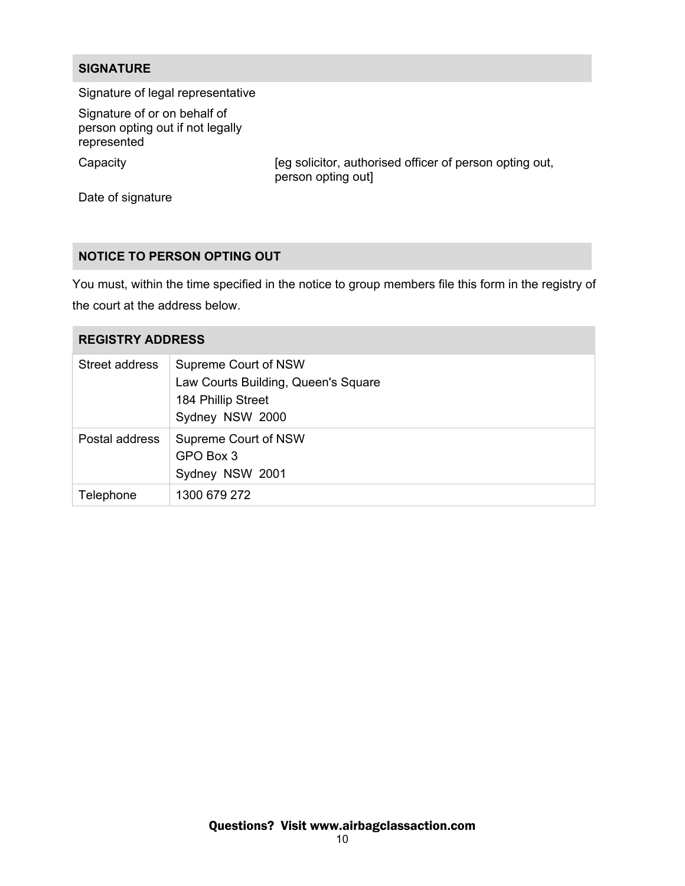## SIGNATURE

| | |
|---|---|
| Signature of legal representative | |
| Signature of or on behalf of person opting out if not legally represented | |
| Capacity | [eg solicitor, authorised officer of person opting out, person opting out] |
| Date of signature | |

## NOTICE TO PERSON OPTING OUT

You must, within the time specified in the notice to group members file this form in the registry of the court at the address below.

| REGISTRY ADDRESS | |
|---|---|
| Street address | Supreme Court of NSW<br>Law Courts Building, Queen's Square<br>184 Phillip Street<br>Sydney NSW 2000 |
| Postal address | Supreme Court of NSW<br>GPO Box 3<br>Sydney NSW 2001 |
| Telephone | 1300 679 272 |

**Questions? Visit www.airbagclassaction.com**